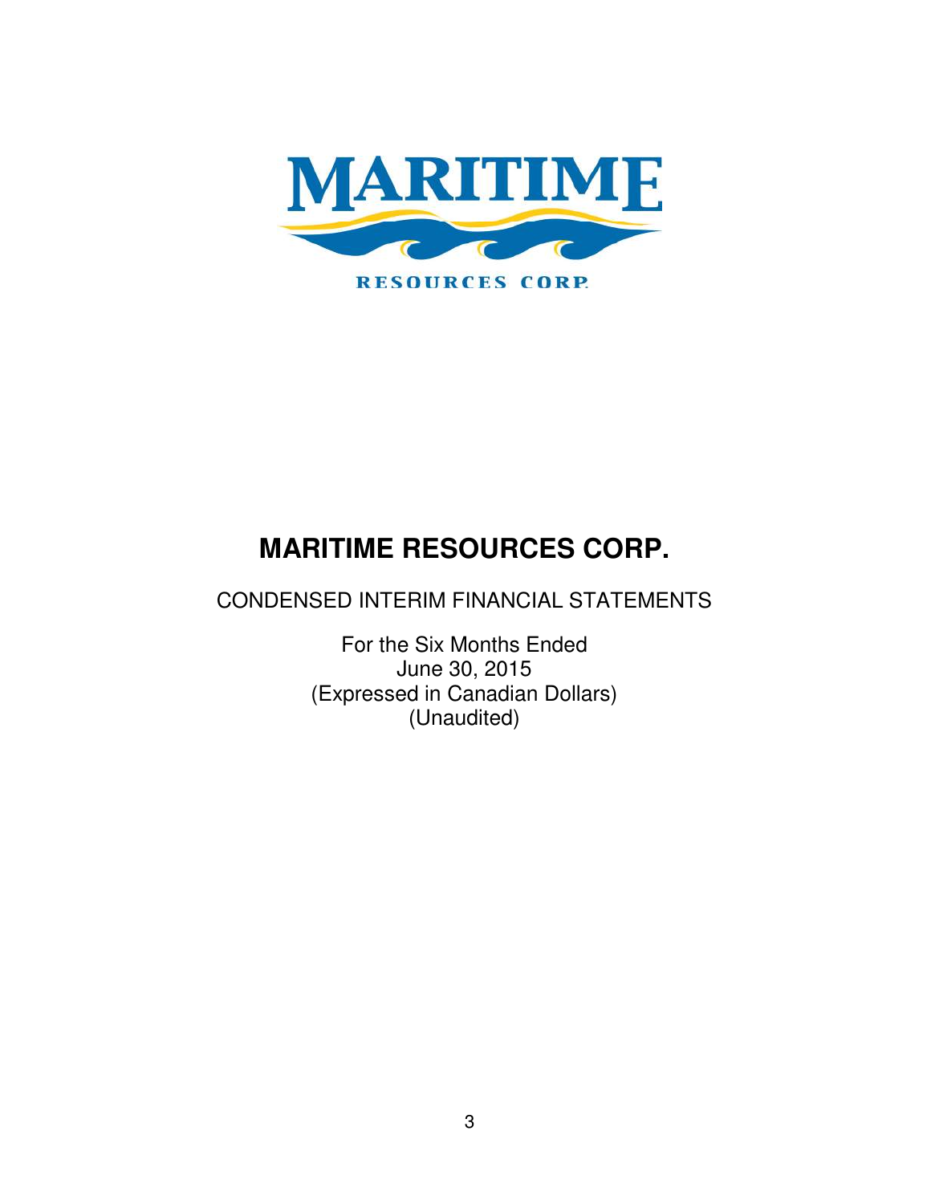# MARITIME RESOURCES CORP.

CONDENSED INTERIM FINANCIAL STATEMENTS

For the Six Months Ended
June 30, 2015
(Expressed in Canadian Dollars)
(Unaudited)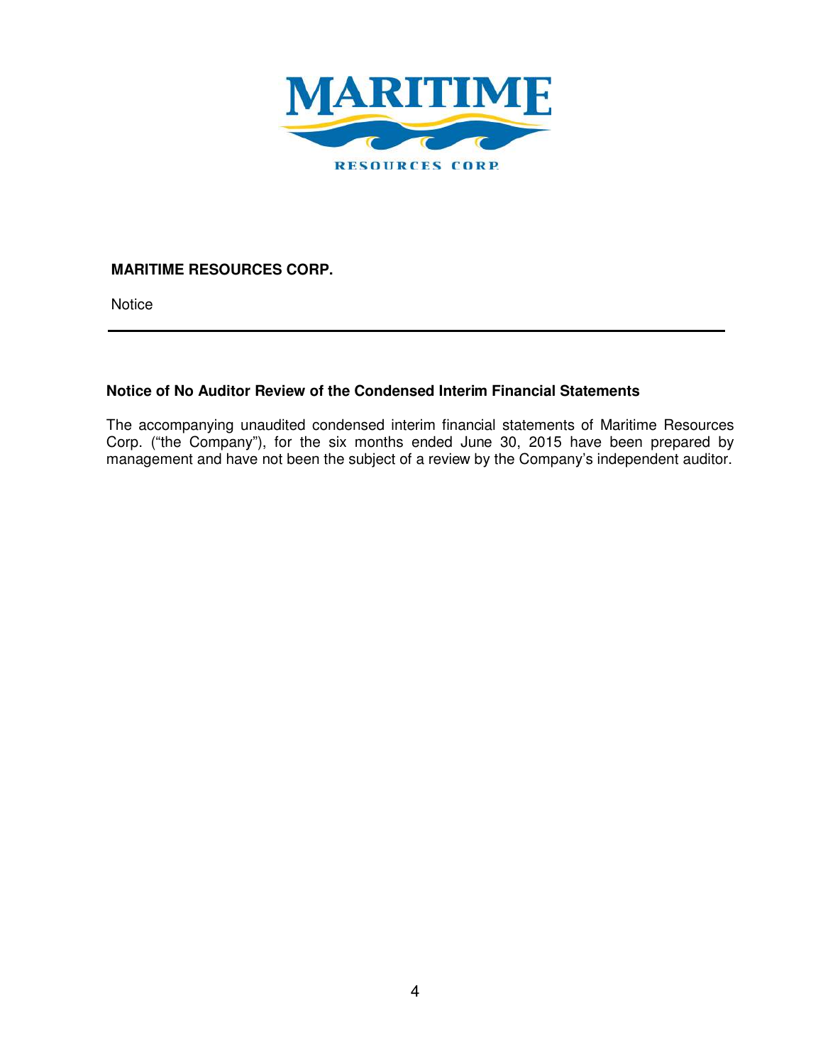**MARITIME RESOURCES CORP.**

Notice

### Notice of No Auditor Review of the Condensed Interim Financial Statements

The accompanying unaudited condensed interim financial statements of Maritime Resources Corp. ("the Company"), for the six months ended June 30, 2015 have been prepared by management and have not been the subject of a review by the Company's independent auditor.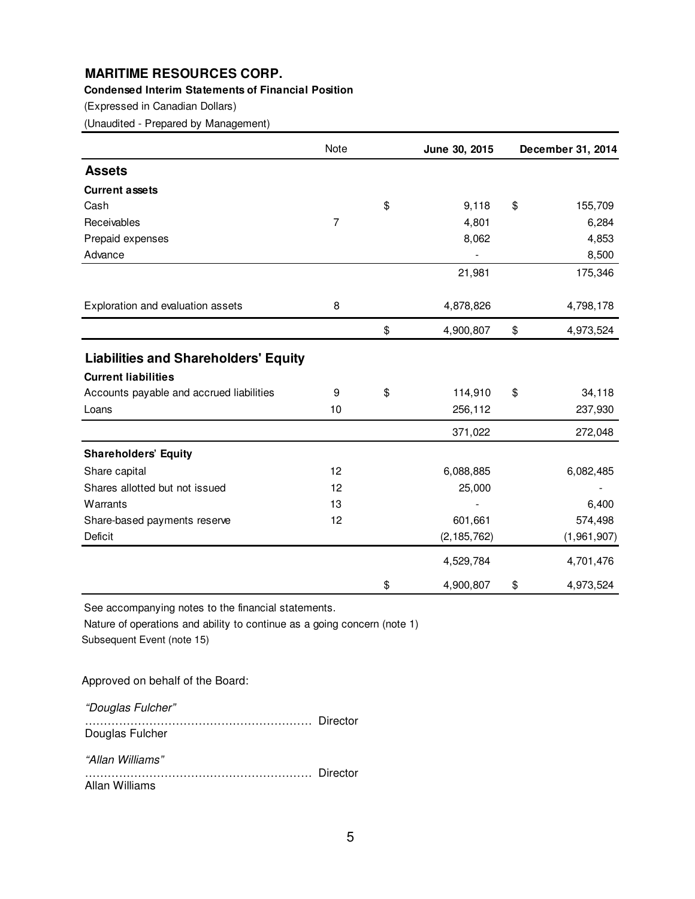# MARITIME RESOURCES CORP.

**Condensed Interim Statements of Financial Position**

(Expressed in Canadian Dollars)

(Unaudited - Prepared by Management)

| | Note | June 30, 2015 | December 31, 2014 |
|---|---|---|---|
| **Assets** | | | |
| **Current assets** | | | |
| Cash | | $ 9,118 | $ 155,709 |
| Receivables | 7 | 4,801 | 6,284 |
| Prepaid expenses | | 8,062 | 4,853 |
| Advance | | - | 8,500 |
| | | 21,981 | 175,346 |
| Exploration and evaluation assets | 8 | 4,878,826 | 4,798,178 |
| | | $ 4,900,807 | $ 4,973,524 |
| **Liabilities and Shareholders' Equity** | | | |
| **Current liabilities** | | | |
| Accounts payable and accrued liabilities | 9 | $ 114,910 | $ 34,118 |
| Loans | 10 | 256,112 | 237,930 |
| | | 371,022 | 272,048 |
| **Shareholders' Equity** | | | |
| Share capital | 12 | 6,088,885 | 6,082,485 |
| Shares allotted but not issued | 12 | 25,000 | - |
| Warrants | 13 | - | 6,400 |
| Share-based payments reserve | 12 | 601,661 | 574,498 |
| Deficit | | (2,185,762) | (1,961,907) |
| | | 4,529,784 | 4,701,476 |
| | | $ 4,900,807 | $ 4,973,524 |

See accompanying notes to the financial statements.

Nature of operations and ability to continue as a going concern (note 1)

Subsequent Event (note 15)

Approved on behalf of the Board:

*"Douglas Fulcher"*
…………………………………………………… Director
Douglas Fulcher

*"Allan Williams"*
…………………………………………………… Director
Allan Williams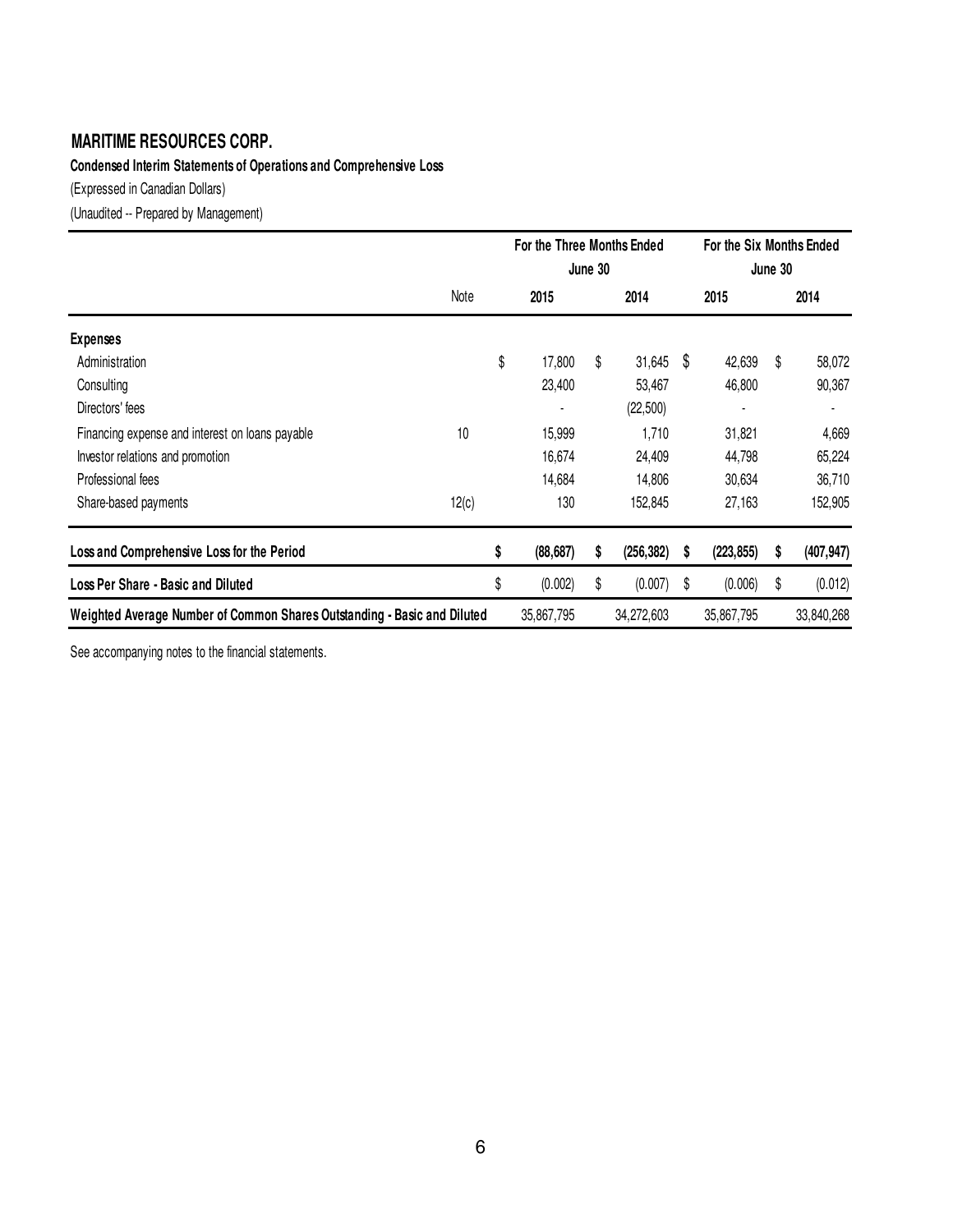# MARITIME RESOURCES CORP.

**Condensed Interim Statements of Operations and Comprehensive Loss**

(Expressed in Canadian Dollars)

(Unaudited -- Prepared by Management)

| | Note | For the Three Months Ended June 30 | | For the Six Months Ended June 30 | |
|---|---|---|---|---|---|
| | | 2015 | 2014 | 2015 | 2014 |
| **Expenses** | | | | | |
| Administration | | $ 17,800 | $ 31,645 | $ 42,639 | $ 58,072 |
| Consulting | | 23,400 | 53,467 | 46,800 | 90,367 |
| Directors' fees | | - | (22,500) | - | - |
| Financing expense and interest on loans payable | 10 | 15,999 | 1,710 | 31,821 | 4,669 |
| Investor relations and promotion | | 16,674 | 24,409 | 44,798 | 65,224 |
| Professional fees | | 14,684 | 14,806 | 30,634 | 36,710 |
| Share-based payments | 12(c) | 130 | 152,845 | 27,163 | 152,905 |
| **Loss and Comprehensive Loss for the Period** | | **$ (88,687)** | **$ (256,382)** | **$ (223,855)** | **$ (407,947)** |
| **Loss Per Share - Basic and Diluted** | | $ (0.002) | $ (0.007) | $ (0.006) | $ (0.012) |
| **Weighted Average Number of Common Shares Outstanding - Basic and Diluted** | | 35,867,795 | 34,272,603 | 35,867,795 | 33,840,268 |

See accompanying notes to the financial statements.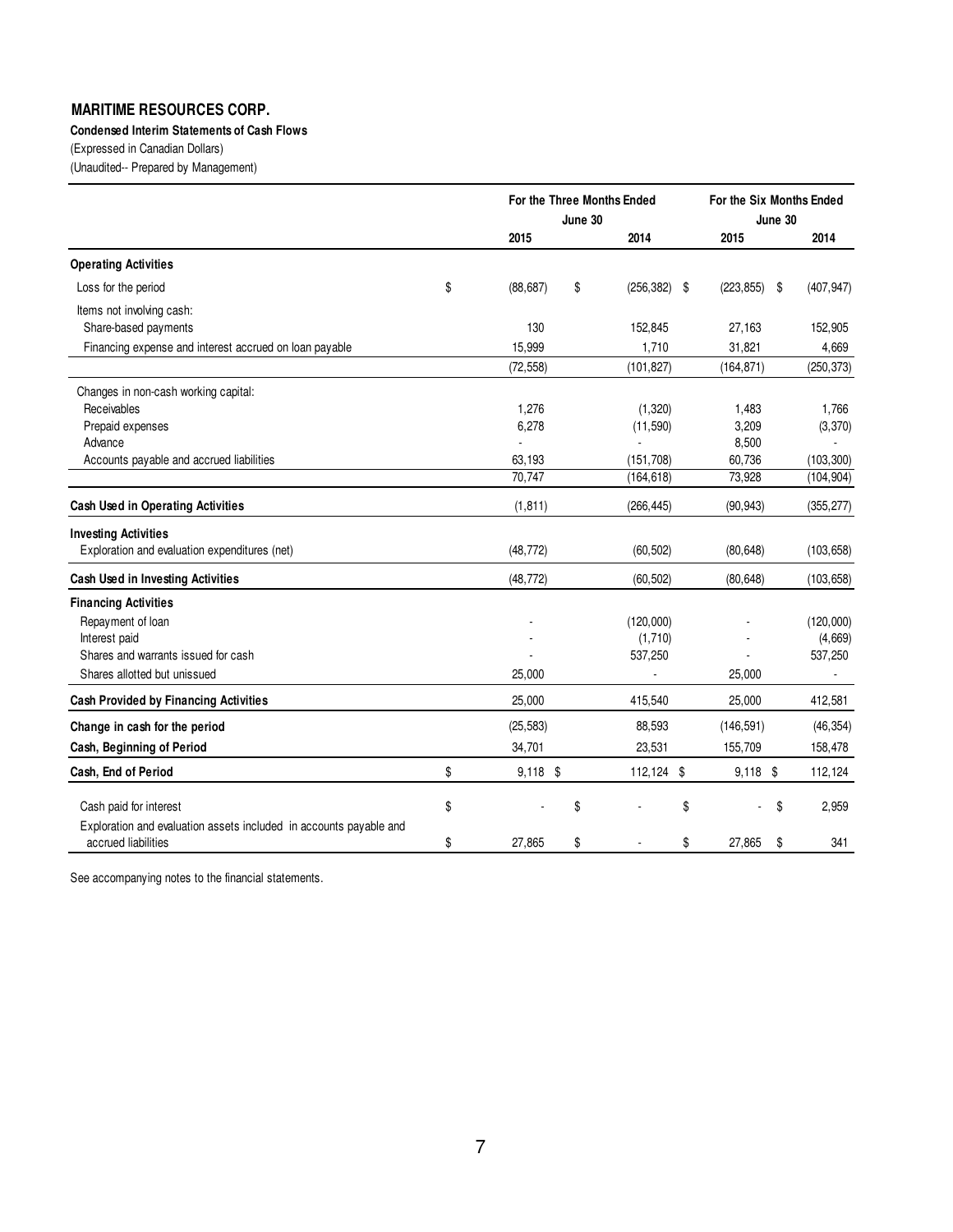# MARITIME RESOURCES CORP.

**Condensed Interim Statements of Cash Flows**

(Expressed in Canadian Dollars)

(Unaudited-- Prepared by Management)

| | For the Three Months Ended June 30 | | For the Six Months Ended June 30 | |
|---|---|---|---|---|
| | 2015 | 2014 | 2015 | 2014 |
| **Operating Activities** | | | | |
| Loss for the period | $ (88,687) | $ (256,382) | $ (223,855) | $ (407,947) |
| Items not involving cash: | | | | |
| Share-based payments | 130 | 152,845 | 27,163 | 152,905 |
| Financing expense and interest accrued on loan payable | 15,999 | 1,710 | 31,821 | 4,669 |
| | (72,558) | (101,827) | (164,871) | (250,373) |
| Changes in non-cash working capital: | | | | |
| Receivables | 1,276 | (1,320) | 1,483 | 1,766 |
| Prepaid expenses | 6,278 | (11,590) | 3,209 | (3,370) |
| Advance | - | - | 8,500 | - |
| Accounts payable and accrued liabilities | 63,193 | (151,708) | 60,736 | (103,300) |
| | 70,747 | (164,618) | 73,928 | (104,904) |
| **Cash Used in Operating Activities** | (1,811) | (266,445) | (90,943) | (355,277) |
| **Investing Activities** | | | | |
| Exploration and evaluation expenditures (net) | (48,772) | (60,502) | (80,648) | (103,658) |
| **Cash Used in Investing Activities** | (48,772) | (60,502) | (80,648) | (103,658) |
| **Financing Activities** | | | | |
| Repayment of loan | - | (120,000) | - | (120,000) |
| Interest paid | - | (1,710) | - | (4,669) |
| Shares and warrants issued for cash | - | 537,250 | - | 537,250 |
| Shares allotted but unissued | 25,000 | - | 25,000 | - |
| **Cash Provided by Financing Activities** | 25,000 | 415,540 | 25,000 | 412,581 |
| **Change in cash for the period** | (25,583) | 88,593 | (146,591) | (46,354) |
| **Cash, Beginning of Period** | 34,701 | 23,531 | 155,709 | 158,478 |
| **Cash, End of Period** | $ 9,118 | $ 112,124 | $ 9,118 | $ 112,124 |
| Cash paid for interest | $ - | $ - | $ - | $ 2,959 |
| Exploration and evaluation assets included in accounts payable and accrued liabilities | $ 27,865 | $ - | $ 27,865 | $ 341 |

See accompanying notes to the financial statements.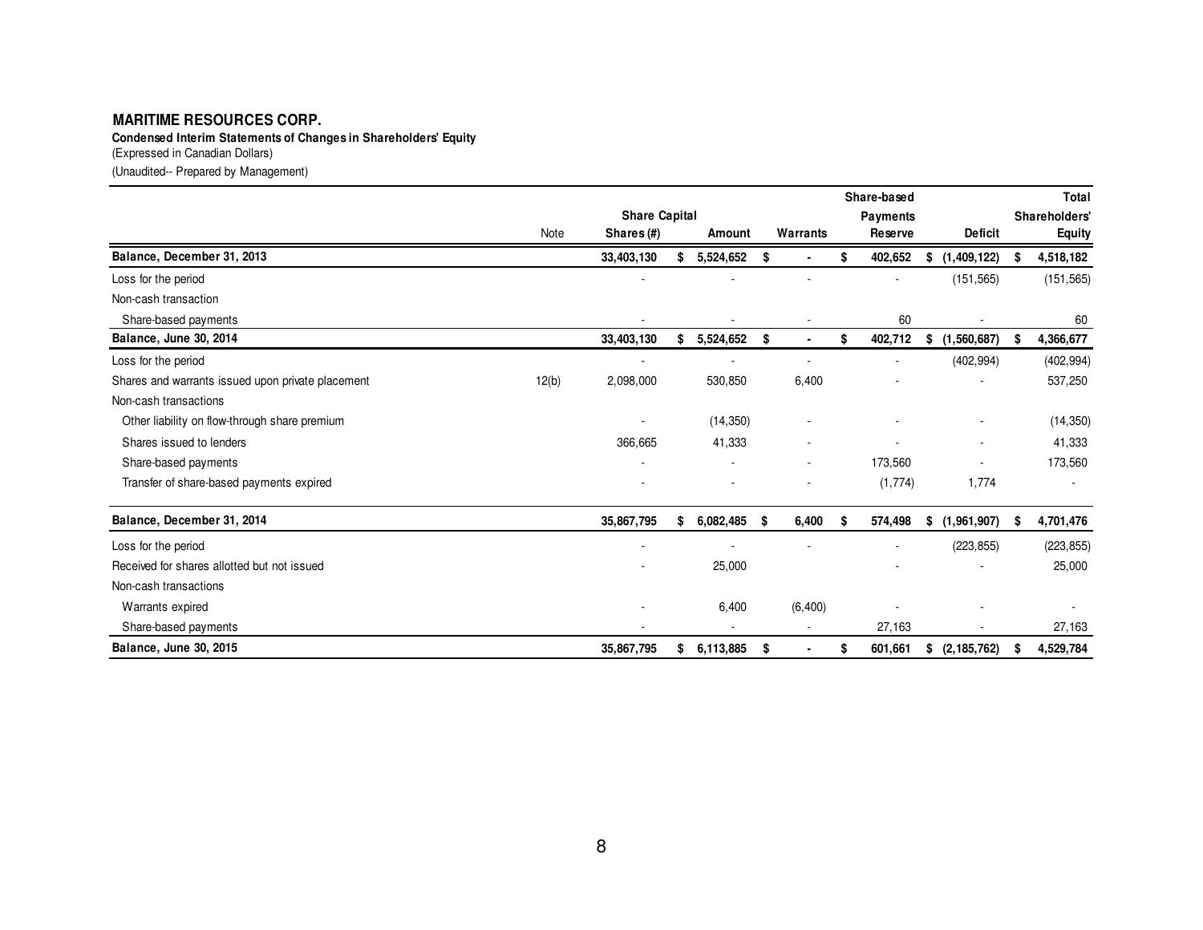**MARITIME RESOURCES CORP.**

**Condensed Interim Statements of Changes in Shareholders' Equity**

(Expressed in Canadian Dollars)

(Unaudited-- Prepared by Management)

| | Note | Share Capital Shares (#) | Amount | Warrants | Share-based Payments Reserve | Deficit | Total Shareholders' Equity |
|---|---|---|---|---|---|---|---|
| **Balance, December 31, 2013** | | **33,403,130** | **$ 5,524,652** | **$ -** | **$ 402,652** | **$ (1,409,122)** | **$ 4,518,182** |
| Loss for the period | | - | - | - | - | (151,565) | (151,565) |
| Non-cash transaction | | | | | | | |
| Share-based payments | | - | - | - | 60 | - | 60 |
| **Balance, June 30, 2014** | | **33,403,130** | **$ 5,524,652** | **$ -** | **$ 402,712** | **$ (1,560,687)** | **$ 4,366,677** |
| Loss for the period | | - | - | - | - | (402,994) | (402,994) |
| Shares and warrants issued upon private placement | 12(b) | 2,098,000 | 530,850 | 6,400 | - | - | 537,250 |
| Non-cash transactions | | | | | | | |
| Other liability on flow-through share premium | | - | (14,350) | - | - | - | (14,350) |
| Shares issued to lenders | | 366,665 | 41,333 | - | - | - | 41,333 |
| Share-based payments | | - | - | - | 173,560 | - | 173,560 |
| Transfer of share-based payments expired | | - | - | - | (1,774) | 1,774 | - |
| **Balance, December 31, 2014** | | **35,867,795** | **$ 6,082,485** | **$ 6,400** | **$ 574,498** | **$ (1,961,907)** | **$ 4,701,476** |
| Loss for the period | | - | - | - | - | (223,855) | (223,855) |
| Received for shares allotted but not issued | | - | 25,000 | | - | - | 25,000 |
| Non-cash transactions | | | | | | | |
| Warrants expired | | - | 6,400 | (6,400) | - | - | - |
| Share-based payments | | - | - | - | 27,163 | - | 27,163 |
| **Balance, June 30, 2015** | | **35,867,795** | **$ 6,113,885** | **$ -** | **$ 601,661** | **$ (2,185,762)** | **$ 4,529,784** |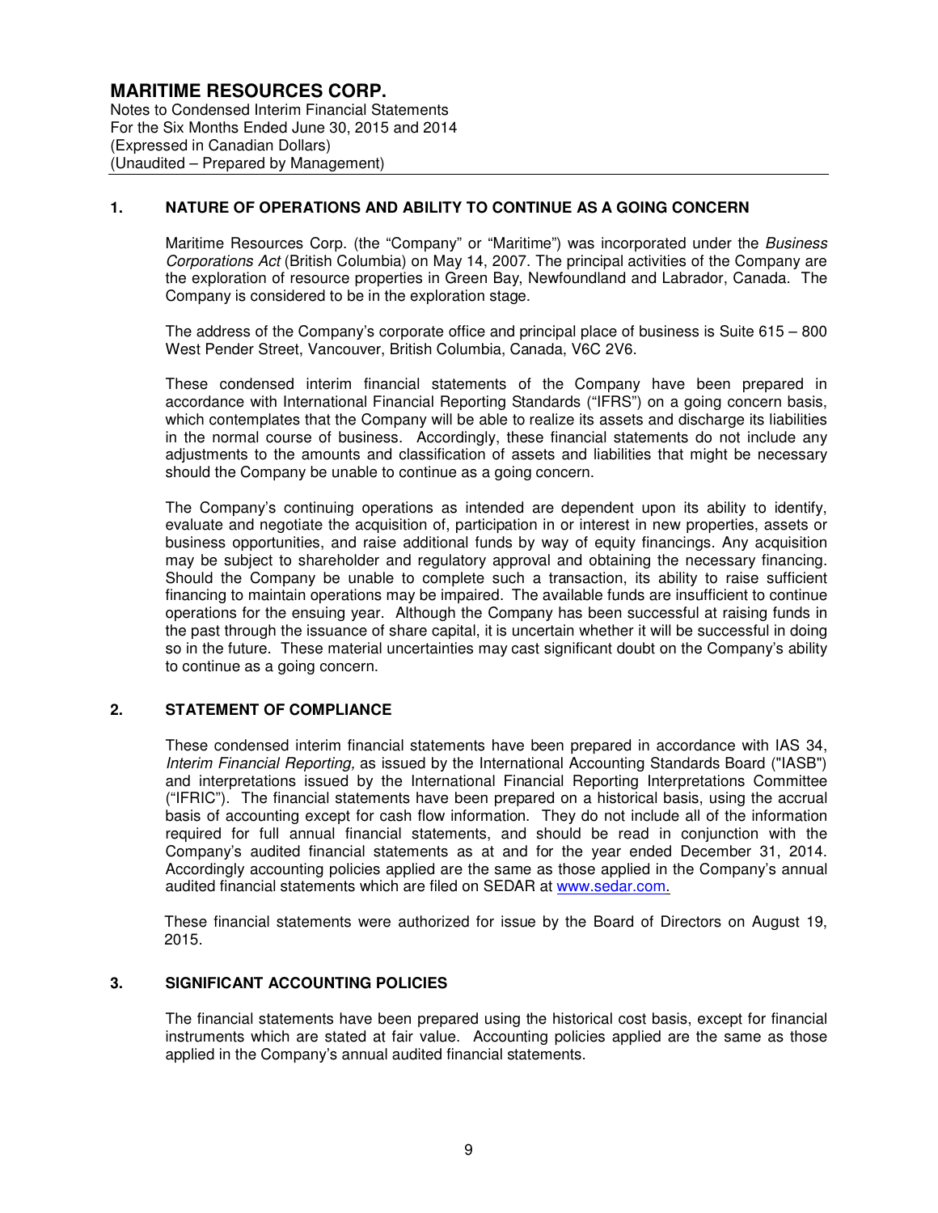# MARITIME RESOURCES CORP.

Notes to Condensed Interim Financial Statements
For the Six Months Ended June 30, 2015 and 2014
(Expressed in Canadian Dollars)
(Unaudited – Prepared by Management)

## 1. NATURE OF OPERATIONS AND ABILITY TO CONTINUE AS A GOING CONCERN

Maritime Resources Corp. (the "Company" or "Maritime") was incorporated under the *Business Corporations Act* (British Columbia) on May 14, 2007. The principal activities of the Company are the exploration of resource properties in Green Bay, Newfoundland and Labrador, Canada. The Company is considered to be in the exploration stage.

The address of the Company's corporate office and principal place of business is Suite 615 – 800 West Pender Street, Vancouver, British Columbia, Canada, V6C 2V6.

These condensed interim financial statements of the Company have been prepared in accordance with International Financial Reporting Standards ("IFRS") on a going concern basis, which contemplates that the Company will be able to realize its assets and discharge its liabilities in the normal course of business. Accordingly, these financial statements do not include any adjustments to the amounts and classification of assets and liabilities that might be necessary should the Company be unable to continue as a going concern.

The Company's continuing operations as intended are dependent upon its ability to identify, evaluate and negotiate the acquisition of, participation in or interest in new properties, assets or business opportunities, and raise additional funds by way of equity financings. Any acquisition may be subject to shareholder and regulatory approval and obtaining the necessary financing. Should the Company be unable to complete such a transaction, its ability to raise sufficient financing to maintain operations may be impaired. The available funds are insufficient to continue operations for the ensuing year. Although the Company has been successful at raising funds in the past through the issuance of share capital, it is uncertain whether it will be successful in doing so in the future. These material uncertainties may cast significant doubt on the Company's ability to continue as a going concern.

## 2. STATEMENT OF COMPLIANCE

These condensed interim financial statements have been prepared in accordance with IAS 34, *Interim Financial Reporting,* as issued by the International Accounting Standards Board ("IASB") and interpretations issued by the International Financial Reporting Interpretations Committee ("IFRIC"). The financial statements have been prepared on a historical basis, using the accrual basis of accounting except for cash flow information. They do not include all of the information required for full annual financial statements, and should be read in conjunction with the Company's audited financial statements as at and for the year ended December 31, 2014. Accordingly accounting policies applied are the same as those applied in the Company's annual audited financial statements which are filed on SEDAR at www.sedar.com.

These financial statements were authorized for issue by the Board of Directors on August 19, 2015.

## 3. SIGNIFICANT ACCOUNTING POLICIES

The financial statements have been prepared using the historical cost basis, except for financial instruments which are stated at fair value. Accounting policies applied are the same as those applied in the Company's annual audited financial statements.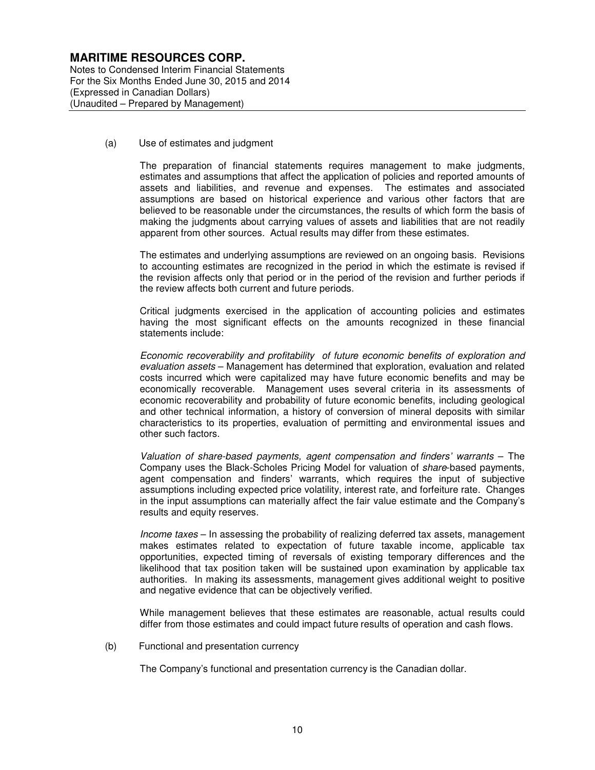(a) Use of estimates and judgment

The preparation of financial statements requires management to make judgments, estimates and assumptions that affect the application of policies and reported amounts of assets and liabilities, and revenue and expenses. The estimates and associated assumptions are based on historical experience and various other factors that are believed to be reasonable under the circumstances, the results of which form the basis of making the judgments about carrying values of assets and liabilities that are not readily apparent from other sources. Actual results may differ from these estimates.

The estimates and underlying assumptions are reviewed on an ongoing basis. Revisions to accounting estimates are recognized in the period in which the estimate is revised if the revision affects only that period or in the period of the revision and further periods if the review affects both current and future periods.

Critical judgments exercised in the application of accounting policies and estimates having the most significant effects on the amounts recognized in these financial statements include:

*Economic recoverability and profitability of future economic benefits of exploration and evaluation assets* – Management has determined that exploration, evaluation and related costs incurred which were capitalized may have future economic benefits and may be economically recoverable. Management uses several criteria in its assessments of economic recoverability and probability of future economic benefits, including geological and other technical information, a history of conversion of mineral deposits with similar characteristics to its properties, evaluation of permitting and environmental issues and other such factors.

*Valuation of share-based payments, agent compensation and finders' warrants* – The Company uses the Black-Scholes Pricing Model for valuation of *share*-based payments, agent compensation and finders' warrants, which requires the input of subjective assumptions including expected price volatility, interest rate, and forfeiture rate. Changes in the input assumptions can materially affect the fair value estimate and the Company's results and equity reserves.

*Income taxes* – In assessing the probability of realizing deferred tax assets, management makes estimates related to expectation of future taxable income, applicable tax opportunities, expected timing of reversals of existing temporary differences and the likelihood that tax position taken will be sustained upon examination by applicable tax authorities. In making its assessments, management gives additional weight to positive and negative evidence that can be objectively verified.

While management believes that these estimates are reasonable, actual results could differ from those estimates and could impact future results of operation and cash flows.

(b) Functional and presentation currency

The Company's functional and presentation currency is the Canadian dollar.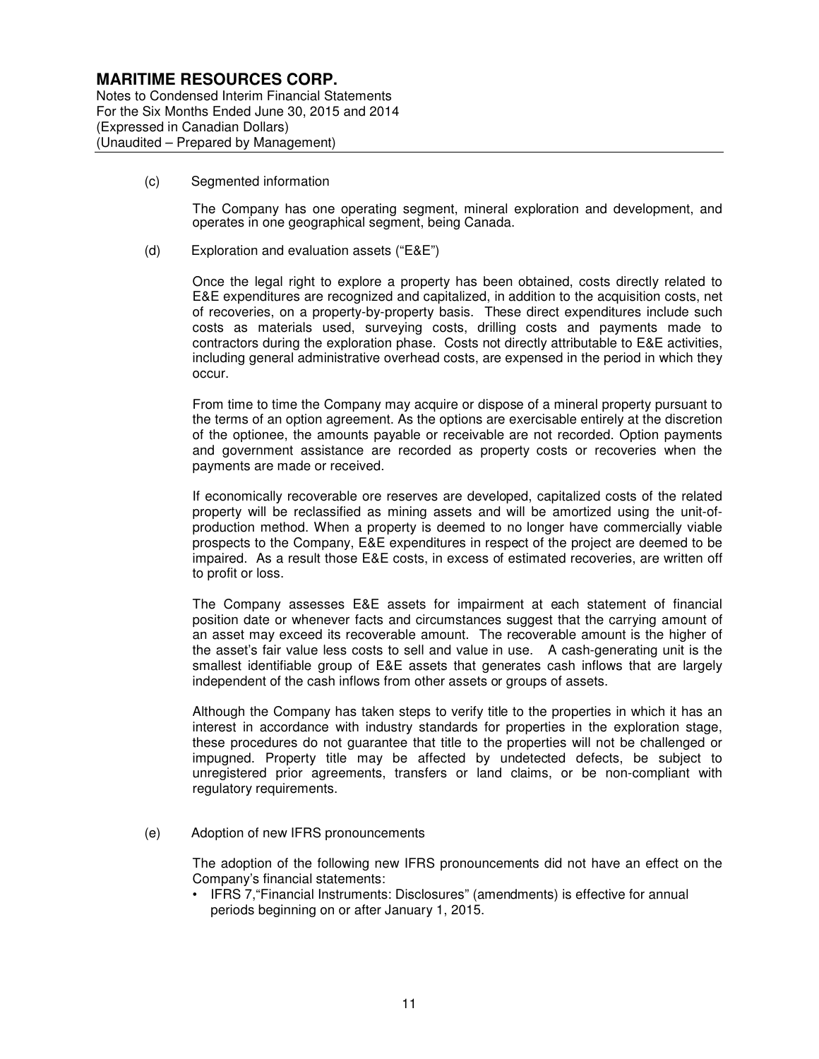(c) Segmented information

The Company has one operating segment, mineral exploration and development, and operates in one geographical segment, being Canada.

(d) Exploration and evaluation assets ("E&E")

Once the legal right to explore a property has been obtained, costs directly related to E&E expenditures are recognized and capitalized, in addition to the acquisition costs, net of recoveries, on a property-by-property basis. These direct expenditures include such costs as materials used, surveying costs, drilling costs and payments made to contractors during the exploration phase. Costs not directly attributable to E&E activities, including general administrative overhead costs, are expensed in the period in which they occur.

From time to time the Company may acquire or dispose of a mineral property pursuant to the terms of an option agreement. As the options are exercisable entirely at the discretion of the optionee, the amounts payable or receivable are not recorded. Option payments and government assistance are recorded as property costs or recoveries when the payments are made or received.

If economically recoverable ore reserves are developed, capitalized costs of the related property will be reclassified as mining assets and will be amortized using the unit-of-production method. When a property is deemed to no longer have commercially viable prospects to the Company, E&E expenditures in respect of the project are deemed to be impaired. As a result those E&E costs, in excess of estimated recoveries, are written off to profit or loss.

The Company assesses E&E assets for impairment at each statement of financial position date or whenever facts and circumstances suggest that the carrying amount of an asset may exceed its recoverable amount. The recoverable amount is the higher of the asset's fair value less costs to sell and value in use. A cash-generating unit is the smallest identifiable group of E&E assets that generates cash inflows that are largely independent of the cash inflows from other assets or groups of assets.

Although the Company has taken steps to verify title to the properties in which it has an interest in accordance with industry standards for properties in the exploration stage, these procedures do not guarantee that title to the properties will not be challenged or impugned. Property title may be affected by undetected defects, be subject to unregistered prior agreements, transfers or land claims, or be non-compliant with regulatory requirements.

(e) Adoption of new IFRS pronouncements

The adoption of the following new IFRS pronouncements did not have an effect on the Company's financial statements:

- IFRS 7,"Financial Instruments: Disclosures" (amendments) is effective for annual periods beginning on or after January 1, 2015.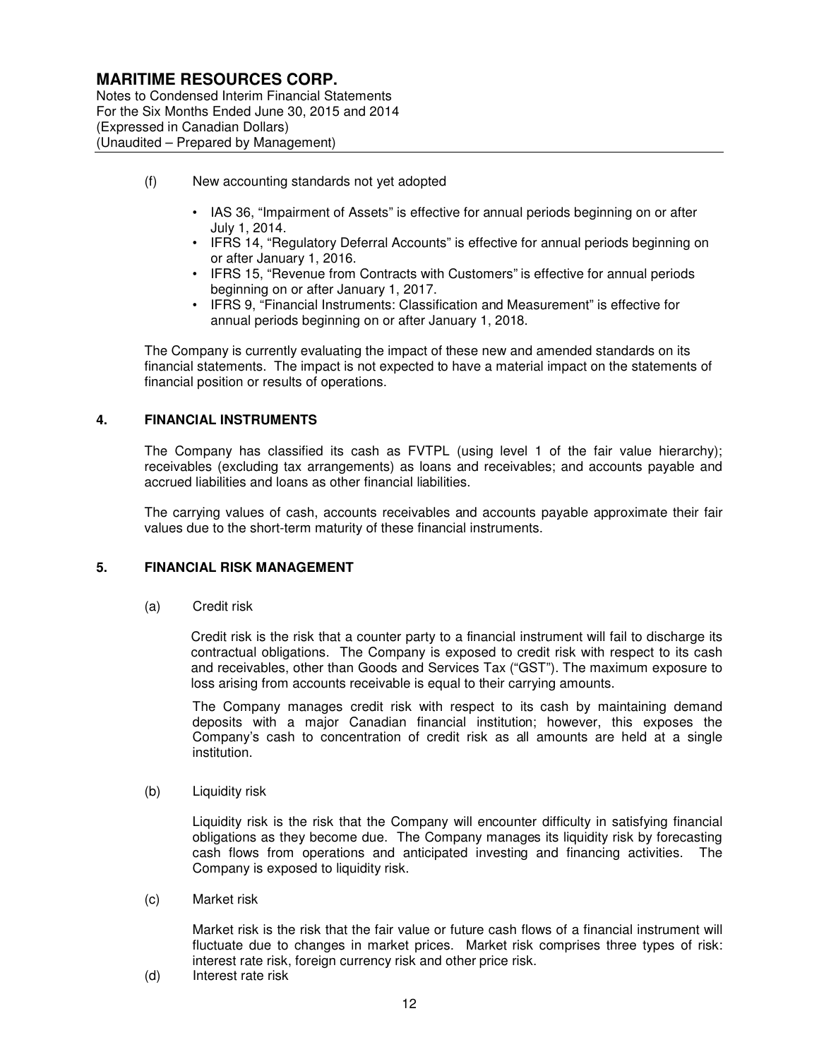(f) New accounting standards not yet adopted

- IAS 36, "Impairment of Assets" is effective for annual periods beginning on or after July 1, 2014.
- IFRS 14, "Regulatory Deferral Accounts" is effective for annual periods beginning on or after January 1, 2016.
- IFRS 15, "Revenue from Contracts with Customers" is effective for annual periods beginning on or after January 1, 2017.
- IFRS 9, "Financial Instruments: Classification and Measurement" is effective for annual periods beginning on or after January 1, 2018.

The Company is currently evaluating the impact of these new and amended standards on its financial statements. The impact is not expected to have a material impact on the statements of financial position or results of operations.

## 4. FINANCIAL INSTRUMENTS

The Company has classified its cash as FVTPL (using level 1 of the fair value hierarchy); receivables (excluding tax arrangements) as loans and receivables; and accounts payable and accrued liabilities and loans as other financial liabilities.

The carrying values of cash, accounts receivables and accounts payable approximate their fair values due to the short-term maturity of these financial instruments.

## 5. FINANCIAL RISK MANAGEMENT

(a) Credit risk

Credit risk is the risk that a counter party to a financial instrument will fail to discharge its contractual obligations. The Company is exposed to credit risk with respect to its cash and receivables, other than Goods and Services Tax ("GST"). The maximum exposure to loss arising from accounts receivable is equal to their carrying amounts.

The Company manages credit risk with respect to its cash by maintaining demand deposits with a major Canadian financial institution; however, this exposes the Company's cash to concentration of credit risk as all amounts are held at a single institution.

(b) Liquidity risk

Liquidity risk is the risk that the Company will encounter difficulty in satisfying financial obligations as they become due. The Company manages its liquidity risk by forecasting cash flows from operations and anticipated investing and financing activities. The Company is exposed to liquidity risk.

(c) Market risk

Market risk is the risk that the fair value or future cash flows of a financial instrument will fluctuate due to changes in market prices. Market risk comprises three types of risk: interest rate risk, foreign currency risk and other price risk.

(d) Interest rate risk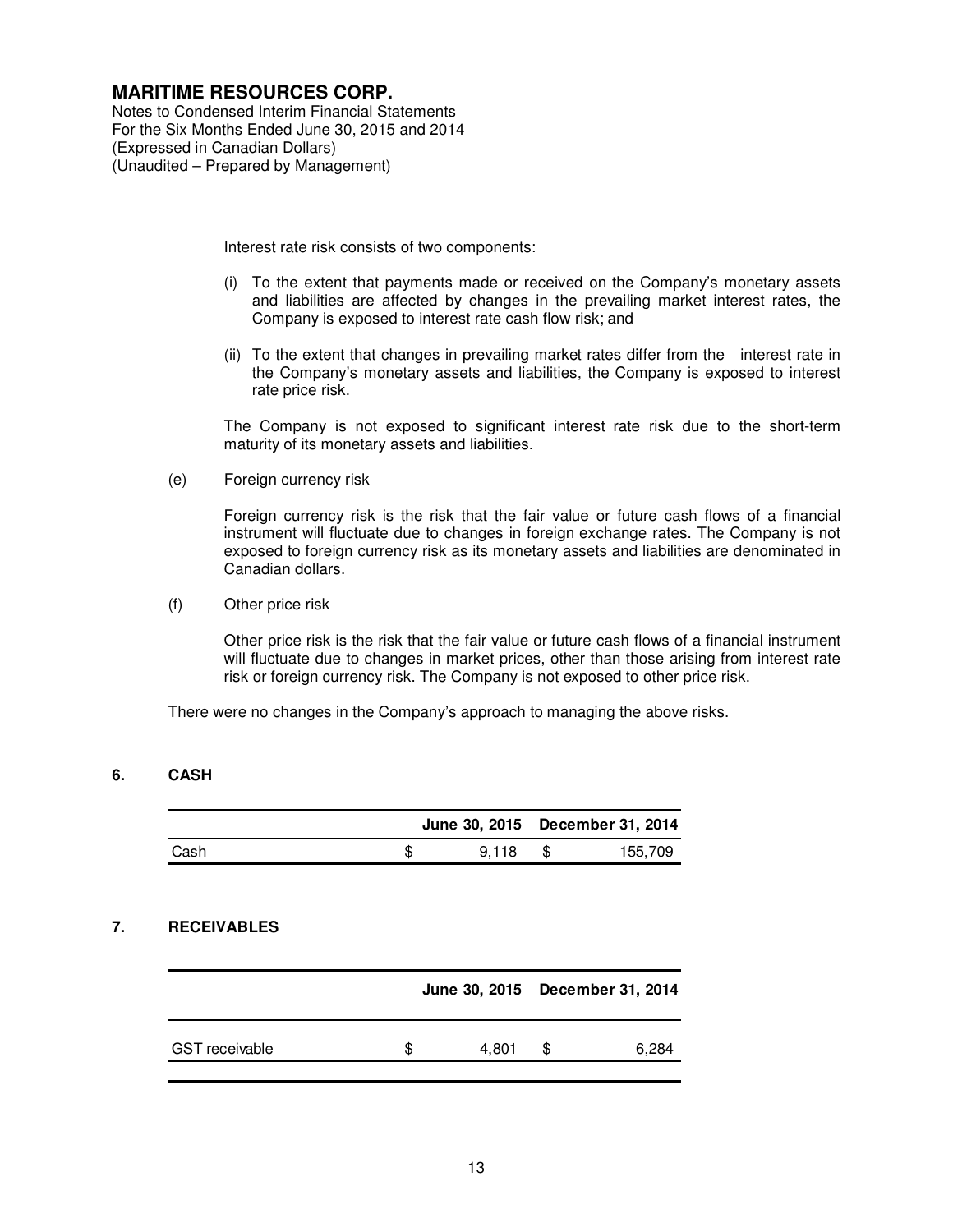Interest rate risk consists of two components:

(i) To the extent that payments made or received on the Company's monetary assets and liabilities are affected by changes in the prevailing market interest rates, the Company is exposed to interest rate cash flow risk; and

(ii) To the extent that changes in prevailing market rates differ from the interest rate in the Company's monetary assets and liabilities, the Company is exposed to interest rate price risk.

The Company is not exposed to significant interest rate risk due to the short-term maturity of its monetary assets and liabilities.

(e) Foreign currency risk

Foreign currency risk is the risk that the fair value or future cash flows of a financial instrument will fluctuate due to changes in foreign exchange rates. The Company is not exposed to foreign currency risk as its monetary assets and liabilities are denominated in Canadian dollars.

(f) Other price risk

Other price risk is the risk that the fair value or future cash flows of a financial instrument will fluctuate due to changes in market prices, other than those arising from interest rate risk or foreign currency risk. The Company is not exposed to other price risk.

There were no changes in the Company's approach to managing the above risks.

## 6. CASH

| | June 30, 2015 | December 31, 2014 |
|---|---|---|
| Cash | $ 9,118 | $ 155,709 |

## 7. RECEIVABLES

| | June 30, 2015 | December 31, 2014 |
|---|---|---|
| GST receivable | $ 4,801 | $ 6,284 |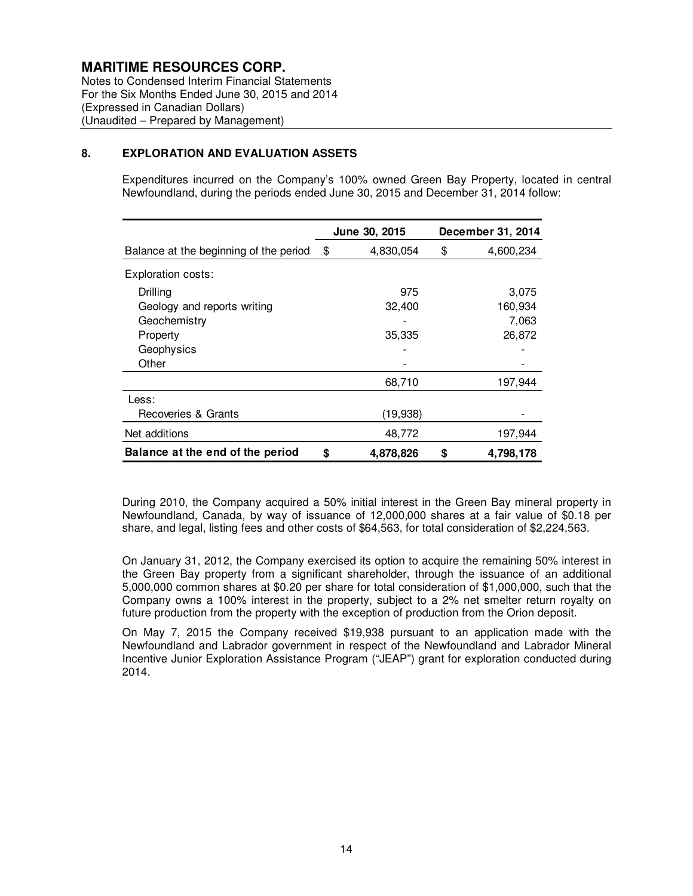# MARITIME RESOURCES CORP.

Notes to Condensed Interim Financial Statements
For the Six Months Ended June 30, 2015 and 2014
(Expressed in Canadian Dollars)
(Unaudited – Prepared by Management)

## 8. EXPLORATION AND EVALUATION ASSETS

Expenditures incurred on the Company's 100% owned Green Bay Property, located in central Newfoundland, during the periods ended June 30, 2015 and December 31, 2014 follow:

| | June 30, 2015 | December 31, 2014 |
|---|---|---|
| Balance at the beginning of the period | $ 4,830,054 | $ 4,600,234 |
| Exploration costs: | | |
| Drilling | 975 | 3,075 |
| Geology and reports writing | 32,400 | 160,934 |
| Geochemistry | - | 7,063 |
| Property | 35,335 | 26,872 |
| Geophysics | - | - |
| Other | - | - |
| | 68,710 | 197,944 |
| Less: | | |
| Recoveries & Grants | (19,938) | - |
| Net additions | 48,772 | 197,944 |
| **Balance at the end of the period** | **$ 4,878,826** | **$ 4,798,178** |

During 2010, the Company acquired a 50% initial interest in the Green Bay mineral property in Newfoundland, Canada, by way of issuance of 12,000,000 shares at a fair value of $0.18 per share, and legal, listing fees and other costs of $64,563, for total consideration of $2,224,563.

On January 31, 2012, the Company exercised its option to acquire the remaining 50% interest in the Green Bay property from a significant shareholder, through the issuance of an additional 5,000,000 common shares at $0.20 per share for total consideration of $1,000,000, such that the Company owns a 100% interest in the property, subject to a 2% net smelter return royalty on future production from the property with the exception of production from the Orion deposit.

On May 7, 2015 the Company received $19,938 pursuant to an application made with the Newfoundland and Labrador government in respect of the Newfoundland and Labrador Mineral Incentive Junior Exploration Assistance Program ("JEAP") grant for exploration conducted during 2014.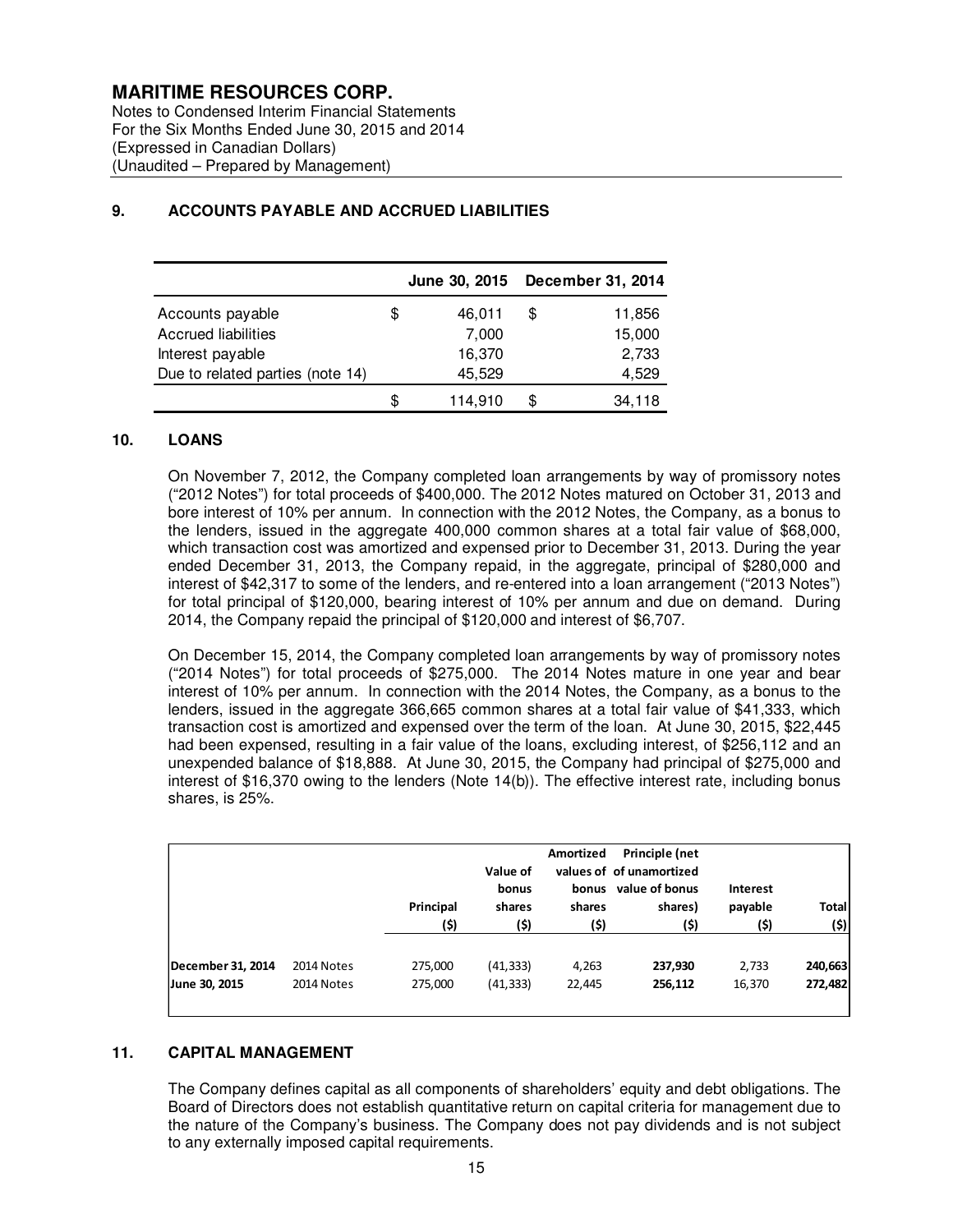# MARITIME RESOURCES CORP.

Notes to Condensed Interim Financial Statements
For the Six Months Ended June 30, 2015 and 2014
(Expressed in Canadian Dollars)
(Unaudited – Prepared by Management)

## 9. ACCOUNTS PAYABLE AND ACCRUED LIABILITIES

| | June 30, 2015 | December 31, 2014 |
|---|---|---|
| Accounts payable | $ 46,011 | $ 11,856 |
| Accrued liabilities | 7,000 | 15,000 |
| Interest payable | 16,370 | 2,733 |
| Due to related parties (note 14) | 45,529 | 4,529 |
| | $ 114,910 | $ 34,118 |

## 10. LOANS

On November 7, 2012, the Company completed loan arrangements by way of promissory notes ("2012 Notes") for total proceeds of $400,000. The 2012 Notes matured on October 31, 2013 and bore interest of 10% per annum. In connection with the 2012 Notes, the Company, as a bonus to the lenders, issued in the aggregate 400,000 common shares at a total fair value of $68,000, which transaction cost was amortized and expensed prior to December 31, 2013. During the year ended December 31, 2013, the Company repaid, in the aggregate, principal of $280,000 and interest of $42,317 to some of the lenders, and re-entered into a loan arrangement ("2013 Notes") for total principal of $120,000, bearing interest of 10% per annum and due on demand. During 2014, the Company repaid the principal of $120,000 and interest of $6,707.

On December 15, 2014, the Company completed loan arrangements by way of promissory notes ("2014 Notes") for total proceeds of $275,000. The 2014 Notes mature in one year and bear interest of 10% per annum. In connection with the 2014 Notes, the Company, as a bonus to the lenders, issued in the aggregate 366,665 common shares at a total fair value of $41,333, which transaction cost is amortized and expensed over the term of the loan. At June 30, 2015, $22,445 had been expensed, resulting in a fair value of the loans, excluding interest, of $256,112 and an unexpended balance of $18,888. At June 30, 2015, the Company had principal of $275,000 and interest of $16,370 owing to the lenders (Note 14(b)). The effective interest rate, including bonus shares, is 25%.

| | | Principal ($) | Value of bonus shares ($) | Amortized values of bonus shares ($) | Principle (net of unamortized value of bonus shares) ($) | Interest payable ($) | Total ($) |
|---|---|---|---|---|---|---|---|
| **December 31, 2014** | 2014 Notes | 275,000 | (41,333) | 4,263 | **237,930** | 2,733 | **240,663** |
| **June 30, 2015** | 2014 Notes | 275,000 | (41,333) | 22,445 | **256,112** | 16,370 | **272,482** |

## 11. CAPITAL MANAGEMENT

The Company defines capital as all components of shareholders' equity and debt obligations. The Board of Directors does not establish quantitative return on capital criteria for management due to the nature of the Company's business. The Company does not pay dividends and is not subject to any externally imposed capital requirements.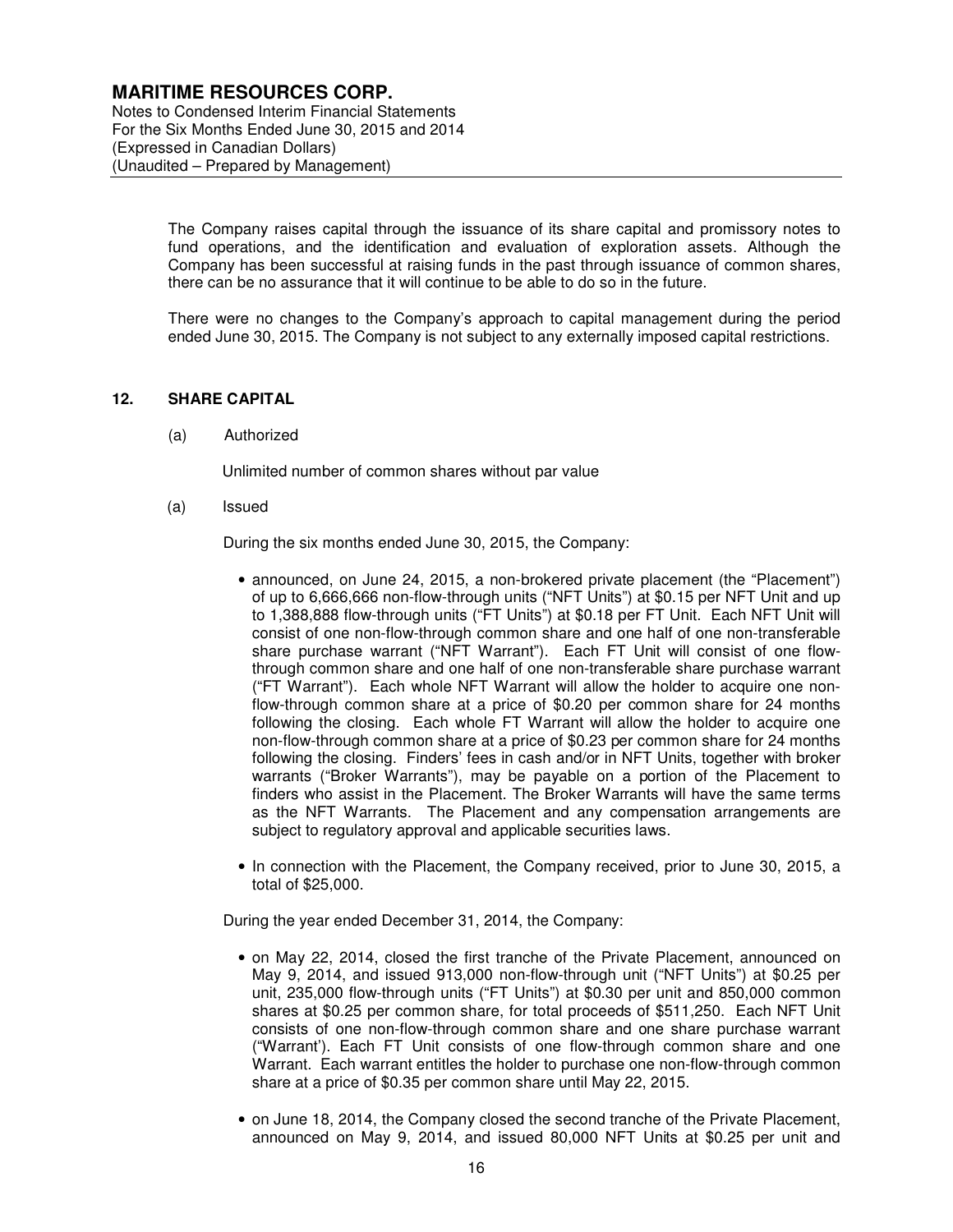The Company raises capital through the issuance of its share capital and promissory notes to fund operations, and the identification and evaluation of exploration assets. Although the Company has been successful at raising funds in the past through issuance of common shares, there can be no assurance that it will continue to be able to do so in the future.

There were no changes to the Company's approach to capital management during the period ended June 30, 2015. The Company is not subject to any externally imposed capital restrictions.

## 12. SHARE CAPITAL

(a) Authorized

Unlimited number of common shares without par value

(a) Issued

During the six months ended June 30, 2015, the Company:

- announced, on June 24, 2015, a non-brokered private placement (the "Placement") of up to 6,666,666 non-flow-through units ("NFT Units") at $0.15 per NFT Unit and up to 1,388,888 flow-through units ("FT Units") at $0.18 per FT Unit. Each NFT Unit will consist of one non-flow-through common share and one half of one non-transferable share purchase warrant ("NFT Warrant"). Each FT Unit will consist of one flow-through common share and one half of one non-transferable share purchase warrant ("FT Warrant"). Each whole NFT Warrant will allow the holder to acquire one non-flow-through common share at a price of $0.20 per common share for 24 months following the closing. Each whole FT Warrant will allow the holder to acquire one non-flow-through common share at a price of $0.23 per common share for 24 months following the closing. Finders' fees in cash and/or in NFT Units, together with broker warrants ("Broker Warrants"), may be payable on a portion of the Placement to finders who assist in the Placement. The Broker Warrants will have the same terms as the NFT Warrants. The Placement and any compensation arrangements are subject to regulatory approval and applicable securities laws.
- In connection with the Placement, the Company received, prior to June 30, 2015, a total of $25,000.

During the year ended December 31, 2014, the Company:

- on May 22, 2014, closed the first tranche of the Private Placement, announced on May 9, 2014, and issued 913,000 non-flow-through unit ("NFT Units") at $0.25 per unit, 235,000 flow-through units ("FT Units") at $0.30 per unit and 850,000 common shares at $0.25 per common share, for total proceeds of $511,250. Each NFT Unit consists of one non-flow-through common share and one share purchase warrant ("Warrant'). Each FT Unit consists of one flow-through common share and one Warrant. Each warrant entitles the holder to purchase one non-flow-through common share at a price of $0.35 per common share until May 22, 2015.
- on June 18, 2014, the Company closed the second tranche of the Private Placement, announced on May 9, 2014, and issued 80,000 NFT Units at $0.25 per unit and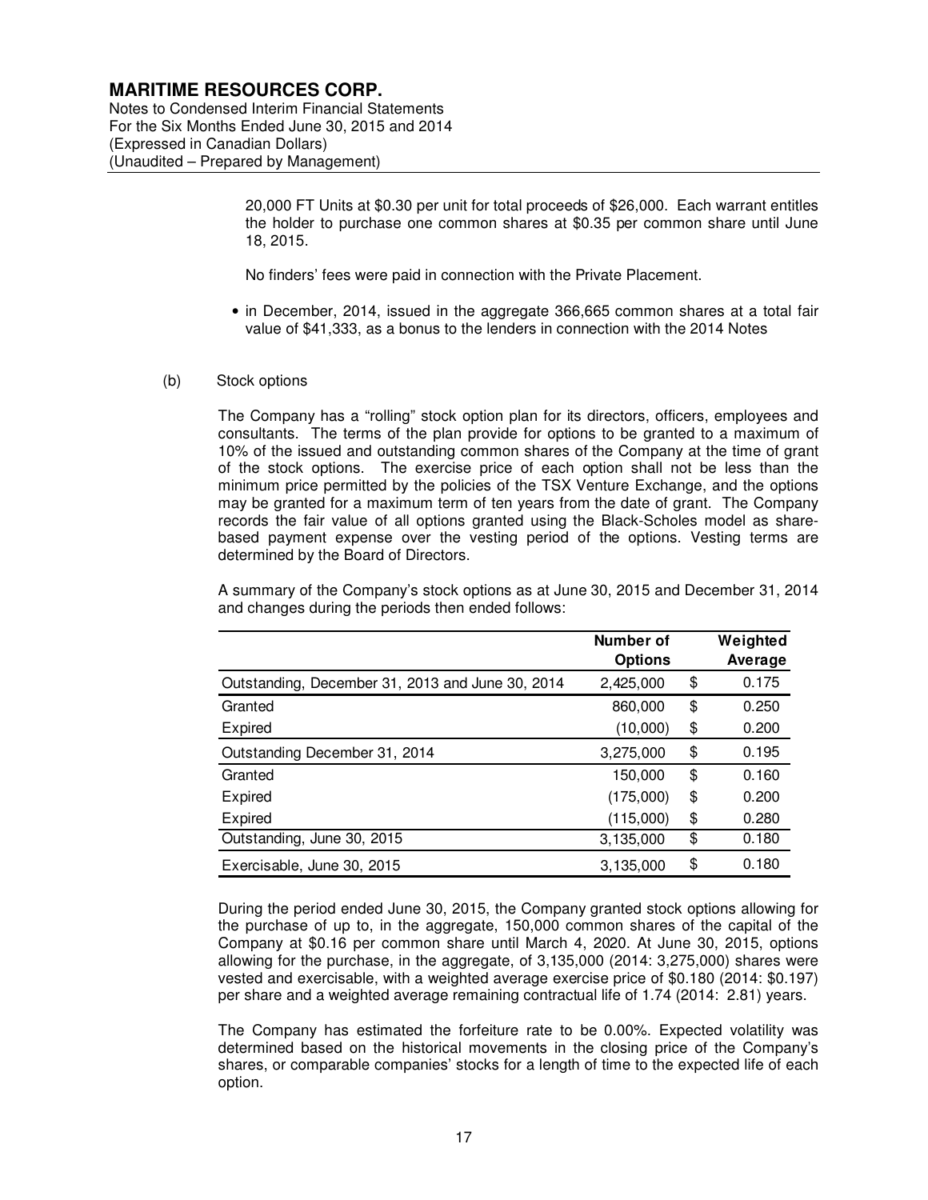20,000 FT Units at $0.30 per unit for total proceeds of $26,000. Each warrant entitles the holder to purchase one common shares at $0.35 per common share until June 18, 2015.

No finders' fees were paid in connection with the Private Placement.

- in December, 2014, issued in the aggregate 366,665 common shares at a total fair value of $41,333, as a bonus to the lenders in connection with the 2014 Notes

(b) Stock options

The Company has a "rolling" stock option plan for its directors, officers, employees and consultants. The terms of the plan provide for options to be granted to a maximum of 10% of the issued and outstanding common shares of the Company at the time of grant of the stock options. The exercise price of each option shall not be less than the minimum price permitted by the policies of the TSX Venture Exchange, and the options may be granted for a maximum term of ten years from the date of grant. The Company records the fair value of all options granted using the Black-Scholes model as share-based payment expense over the vesting period of the options. Vesting terms are determined by the Board of Directors.

A summary of the Company's stock options as at June 30, 2015 and December 31, 2014 and changes during the periods then ended follows:

| | Number of Options | | Weighted Average |
|---|---|---|---|
| Outstanding, December 31, 2013 and June 30, 2014 | 2,425,000 | $ | 0.175 |
| Granted | 860,000 | $ | 0.250 |
| Expired | (10,000) | $ | 0.200 |
| Outstanding December 31, 2014 | 3,275,000 | $ | 0.195 |
| Granted | 150,000 | $ | 0.160 |
| Expired | (175,000) | $ | 0.200 |
| Expired | (115,000) | $ | 0.280 |
| Outstanding, June 30, 2015 | 3,135,000 | $ | 0.180 |
| Exercisable, June 30, 2015 | 3,135,000 | $ | 0.180 |

During the period ended June 30, 2015, the Company granted stock options allowing for the purchase of up to, in the aggregate, 150,000 common shares of the capital of the Company at $0.16 per common share until March 4, 2020. At June 30, 2015, options allowing for the purchase, in the aggregate, of 3,135,000 (2014: 3,275,000) shares were vested and exercisable, with a weighted average exercise price of $0.180 (2014: $0.197) per share and a weighted average remaining contractual life of 1.74 (2014: 2.81) years.

The Company has estimated the forfeiture rate to be 0.00%. Expected volatility was determined based on the historical movements in the closing price of the Company's shares, or comparable companies' stocks for a length of time to the expected life of each option.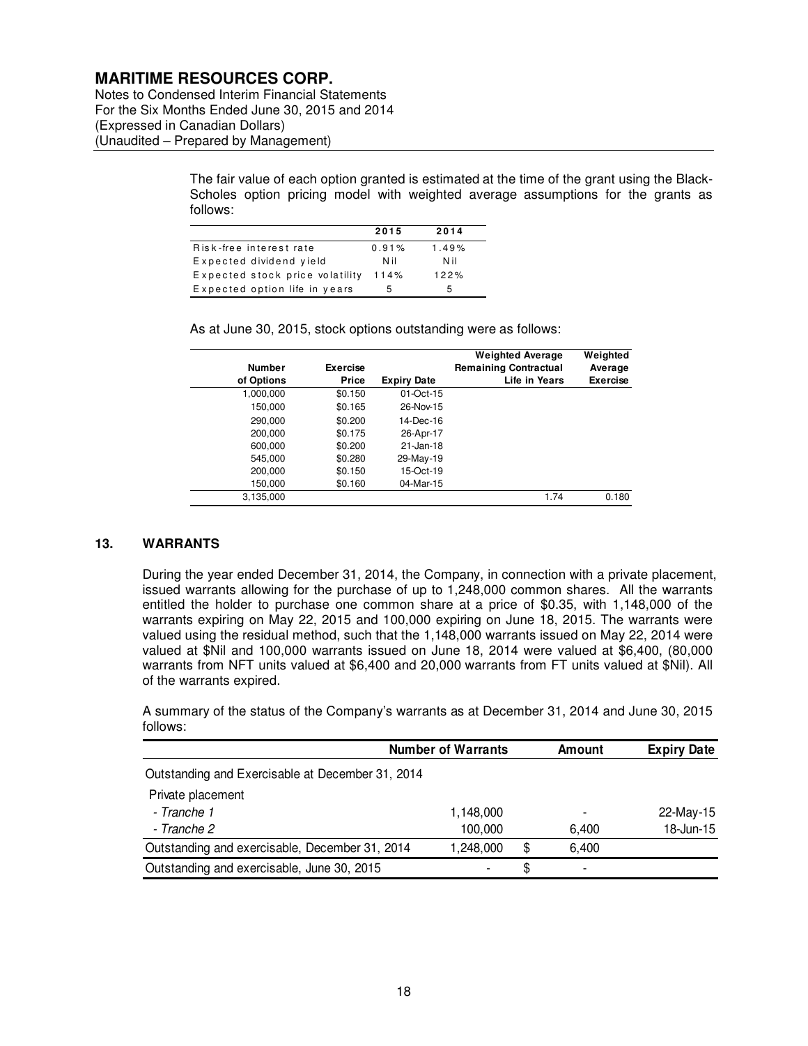The fair value of each option granted is estimated at the time of the grant using the Black-Scholes option pricing model with weighted average assumptions for the grants as follows:

| | 2015 | 2014 |
|---|---|---|
| Risk-free interest rate | 0.91% | 1.49% |
| Expected dividend yield | Nil | Nil |
| Expected stock price volatility | 114% | 122% |
| Expected option life in years | 5 | 5 |

As at June 30, 2015, stock options outstanding were as follows:

| Number of Options | Exercise Price | Expiry Date | Weighted Average Remaining Contractual Life in Years | Weighted Average Exercise |
|---|---|---|---|---|
| 1,000,000 | $0.150 | 01-Oct-15 | | |
| 150,000 | $0.165 | 26-Nov-15 | | |
| 290,000 | $0.200 | 14-Dec-16 | | |
| 200,000 | $0.175 | 26-Apr-17 | | |
| 600,000 | $0.200 | 21-Jan-18 | | |
| 545,000 | $0.280 | 29-May-19 | | |
| 200,000 | $0.150 | 15-Oct-19 | | |
| 150,000 | $0.160 | 04-Mar-15 | | |
| 3,135,000 | | | 1.74 | 0.180 |

## 13. WARRANTS

During the year ended December 31, 2014, the Company, in connection with a private placement, issued warrants allowing for the purchase of up to 1,248,000 common shares. All the warrants entitled the holder to purchase one common share at a price of $0.35, with 1,148,000 of the warrants expiring on May 22, 2015 and 100,000 expiring on June 18, 2015. The warrants were valued using the residual method, such that the 1,148,000 warrants issued on May 22, 2014 were valued at $Nil and 100,000 warrants issued on June 18, 2014 were valued at $6,400, (80,000 warrants from NFT units valued at $6,400 and 20,000 warrants from FT units valued at $Nil). All of the warrants expired.

A summary of the status of the Company's warrants as at December 31, 2014 and June 30, 2015 follows:

| | Number of Warrants | | Amount | Expiry Date |
|---|---|---|---|---|
| Outstanding and Exercisable at December 31, 2014 | | | | |
| Private placement | | | | |
| *- Tranche 1* | 1,148,000 | | - | 22-May-15 |
| *- Tranche 2* | 100,000 | | 6,400 | 18-Jun-15 |
| Outstanding and exercisable, December 31, 2014 | 1,248,000 | $ | 6,400 | |
| Outstanding and exercisable, June 30, 2015 | - | $ | - | |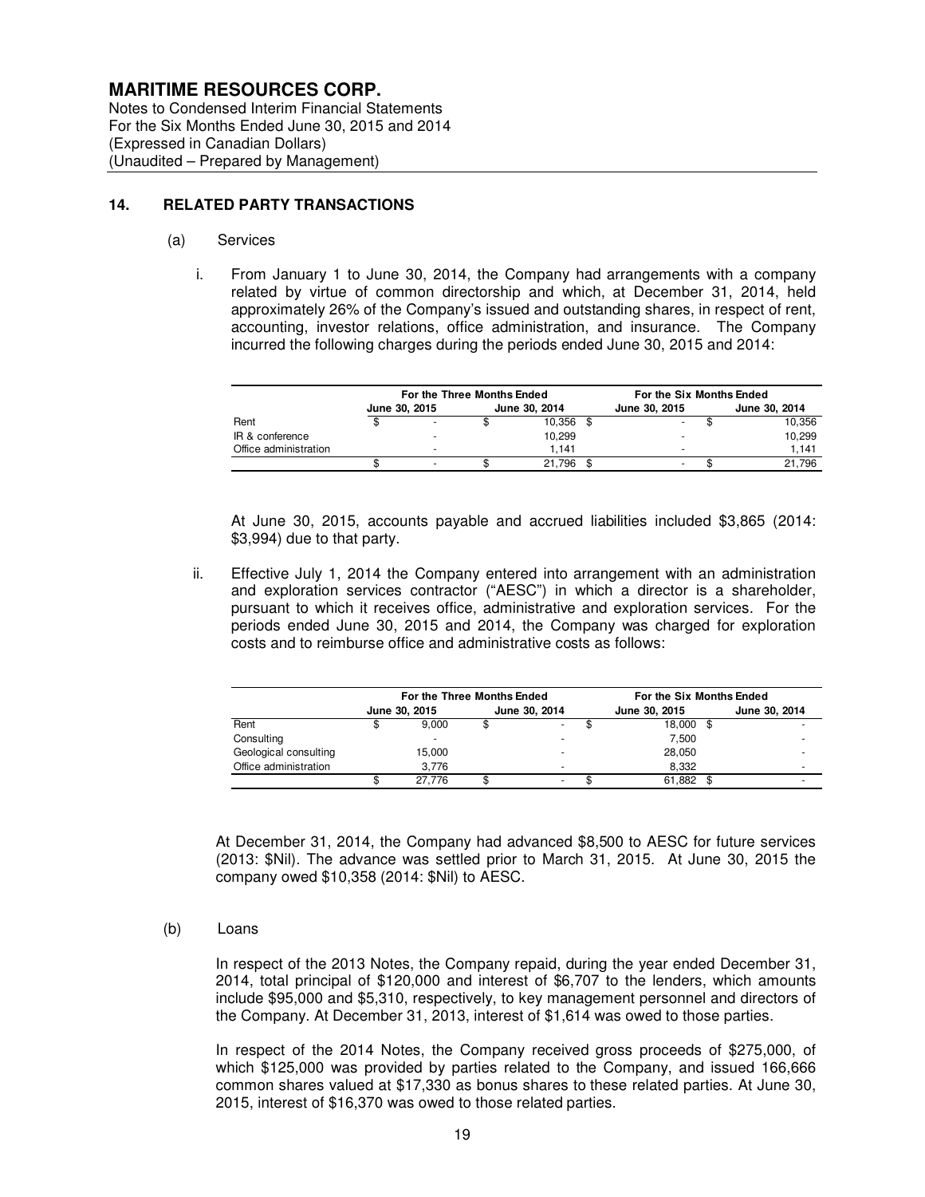# MARITIME RESOURCES CORP.

Notes to Condensed Interim Financial Statements
For the Six Months Ended June 30, 2015 and 2014
(Expressed in Canadian Dollars)
(Unaudited – Prepared by Management)

## 14. RELATED PARTY TRANSACTIONS

(a) Services

i. From January 1 to June 30, 2014, the Company had arrangements with a company related by virtue of common directorship and which, at December 31, 2014, held approximately 26% of the Company's issued and outstanding shares, in respect of rent, accounting, investor relations, office administration, and insurance. The Company incurred the following charges during the periods ended June 30, 2015 and 2014:

| | For the Three Months Ended | | For the Six Months Ended | |
|---|---|---|---|---|
| | June 30, 2015 | June 30, 2014 | June 30, 2015 | June 30, 2014 |
| Rent | $ - | $ 10,356 | $ - | $ 10,356 |
| IR & conference | - | 10,299 | - | 10,299 |
| Office administration | - | 1,141 | - | 1,141 |
| | $ - | $ 21,796 | $ - | $ 21,796 |

At June 30, 2015, accounts payable and accrued liabilities included $3,865 (2014: $3,994) due to that party.

ii. Effective July 1, 2014 the Company entered into arrangement with an administration and exploration services contractor ("AESC") in which a director is a shareholder, pursuant to which it receives office, administrative and exploration services. For the periods ended June 30, 2015 and 2014, the Company was charged for exploration costs and to reimburse office and administrative costs as follows:

| | For the Three Months Ended | | For the Six Months Ended | |
|---|---|---|---|---|
| | June 30, 2015 | June 30, 2014 | June 30, 2015 | June 30, 2014 |
| Rent | $ 9,000 | $ - | $ 18,000 | $ - |
| Consulting | - | - | 7,500 | - |
| Geological consulting | 15,000 | - | 28,050 | - |
| Office administration | 3,776 | - | 8,332 | - |
| | $ 27,776 | $ - | $ 61,882 | $ - |

At December 31, 2014, the Company had advanced $8,500 to AESC for future services (2013: $Nil). The advance was settled prior to March 31, 2015. At June 30, 2015 the company owed $10,358 (2014: $Nil) to AESC.

(b) Loans

In respect of the 2013 Notes, the Company repaid, during the year ended December 31, 2014, total principal of $120,000 and interest of $6,707 to the lenders, which amounts include $95,000 and $5,310, respectively, to key management personnel and directors of the Company. At December 31, 2013, interest of $1,614 was owed to those parties.

In respect of the 2014 Notes, the Company received gross proceeds of $275,000, of which $125,000 was provided by parties related to the Company, and issued 166,666 common shares valued at $17,330 as bonus shares to these related parties. At June 30, 2015, interest of $16,370 was owed to those related parties.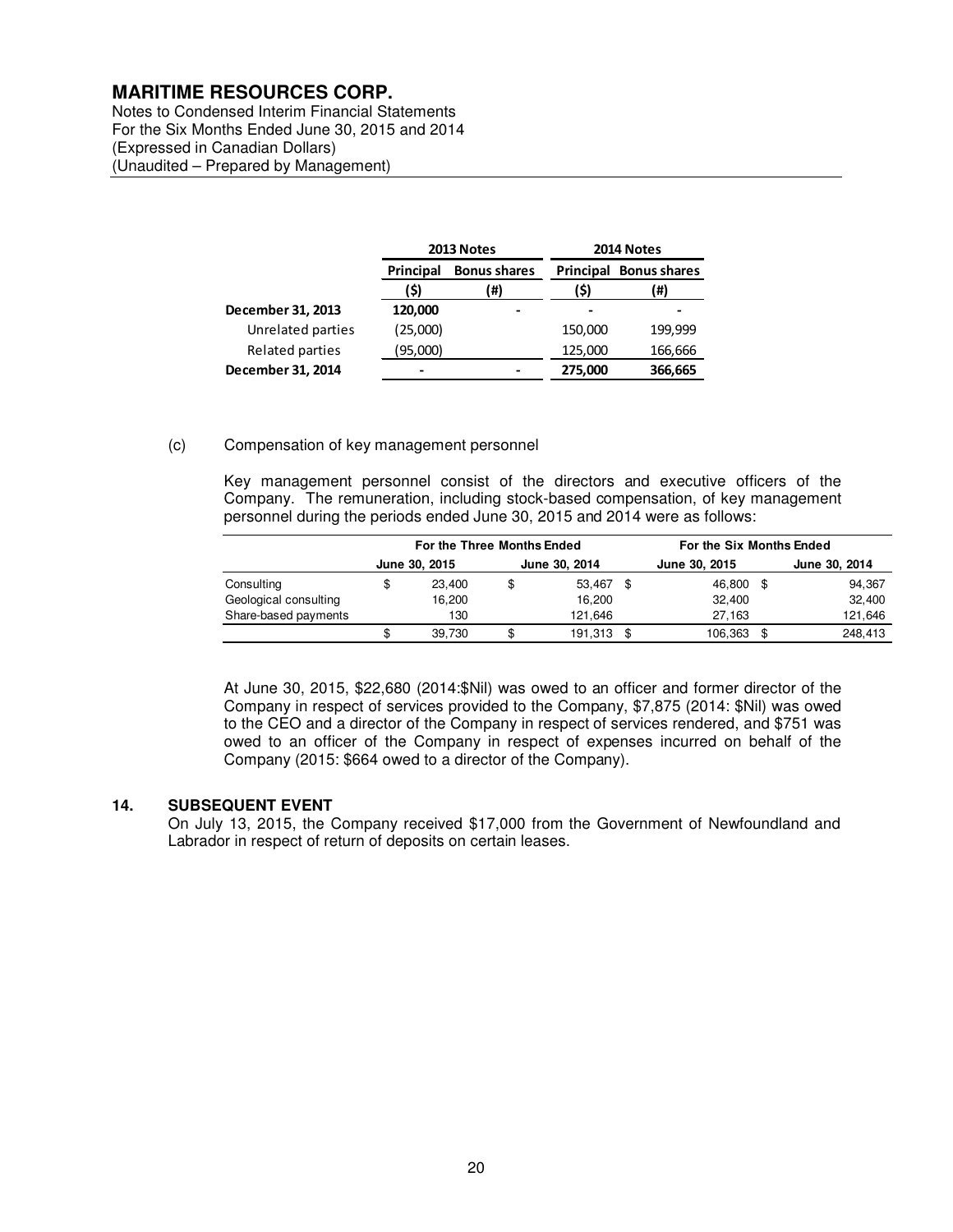| | 2013 Notes | | 2014 Notes | |
|---|---|---|---|---|
| | Principal | Bonus shares | Principal | Bonus shares |
| | ($) | (#) | ($) | (#) |
| **December 31, 2013** | **120,000** | - | - | - |
| Unrelated parties | (25,000) | | 150,000 | 199,999 |
| Related parties | (95,000) | | 125,000 | 166,666 |
| **December 31, 2014** | - | - | **275,000** | **366,665** |

(c) Compensation of key management personnel

Key management personnel consist of the directors and executive officers of the Company. The remuneration, including stock-based compensation, of key management personnel during the periods ended June 30, 2015 and 2014 were as follows:

| | For the Three Months Ended | | For the Six Months Ended | |
|---|---|---|---|---|
| | June 30, 2015 | June 30, 2014 | June 30, 2015 | June 30, 2014 |
| Consulting | $ 23,400 | $ 53,467 | $ 46,800 | $ 94,367 |
| Geological consulting | 16,200 | 16,200 | 32,400 | 32,400 |
| Share-based payments | 130 | 121,646 | 27,163 | 121,646 |
| | $ 39,730 | $ 191,313 | $ 106,363 | $ 248,413 |

At June 30, 2015, $22,680 (2014:$Nil) was owed to an officer and former director of the Company in respect of services provided to the Company, $7,875 (2014: $Nil) was owed to the CEO and a director of the Company in respect of services rendered, and $751 was owed to an officer of the Company in respect of expenses incurred on behalf of the Company (2015: $664 owed to a director of the Company).

## 14. SUBSEQUENT EVENT

On July 13, 2015, the Company received $17,000 from the Government of Newfoundland and Labrador in respect of return of deposits on certain leases.